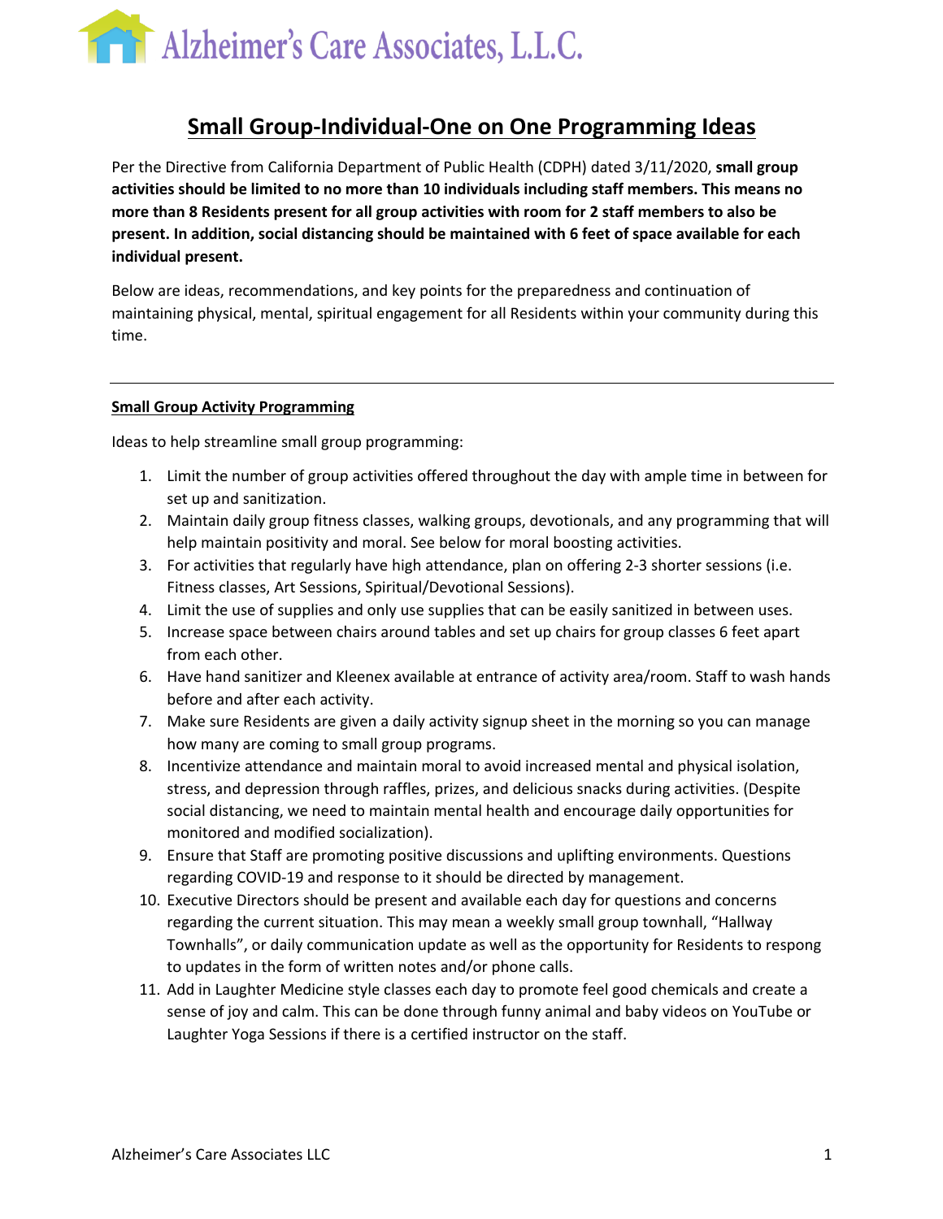# Alzheimer's Care Associates, L.L.C.

## Small Group-Individual-One on One Programming Ideas

Per the Directive from California Department of Public Health (CDPH) dated 3/11/2020, **small group activities should be limited to no more than 10 individuals including staff members. This means no more than 8 Residents present for all group activities with room for 2 staff members to also be present. In addition, social distancing should be maintained with 6 feet of space available for each individual present.**

Below are ideas, recommendations, and key points for the preparedness and continuation of maintaining physical, mental, spiritual engagement for all Residents within your community during this time.

---

### Small Group Activity Programming

Ideas to help streamline small group programming:

1. Limit the number of group activities offered throughout the day with ample time in between for set up and sanitization.
2. Maintain daily group fitness classes, walking groups, devotionals, and any programming that will help maintain positivity and moral. See below for moral boosting activities.
3. For activities that regularly have high attendance, plan on offering 2-3 shorter sessions (i.e. Fitness classes, Art Sessions, Spiritual/Devotional Sessions).
4. Limit the use of supplies and only use supplies that can be easily sanitized in between uses.
5. Increase space between chairs around tables and set up chairs for group classes 6 feet apart from each other.
6. Have hand sanitizer and Kleenex available at entrance of activity area/room. Staff to wash hands before and after each activity.
7. Make sure Residents are given a daily activity signup sheet in the morning so you can manage how many are coming to small group programs.
8. Incentivize attendance and maintain moral to avoid increased mental and physical isolation, stress, and depression through raffles, prizes, and delicious snacks during activities. (Despite social distancing, we need to maintain mental health and encourage daily opportunities for monitored and modified socialization).
9. Ensure that Staff are promoting positive discussions and uplifting environments. Questions regarding COVID-19 and response to it should be directed by management.
10. Executive Directors should be present and available each day for questions and concerns regarding the current situation. This may mean a weekly small group townhall, "Hallway Townhalls", or daily communication update as well as the opportunity for Residents to respong to updates in the form of written notes and/or phone calls.
11. Add in Laughter Medicine style classes each day to promote feel good chemicals and create a sense of joy and calm. This can be done through funny animal and baby videos on YouTube or Laughter Yoga Sessions if there is a certified instructor on the staff.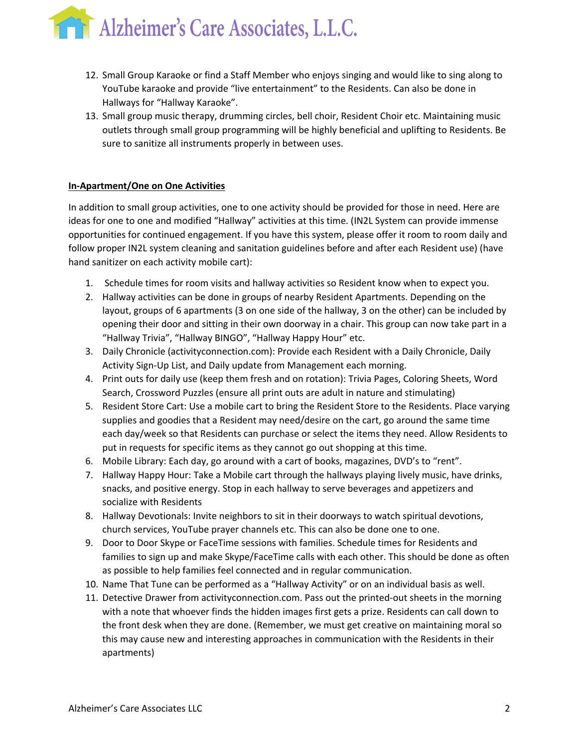12. Small Group Karaoke or find a Staff Member who enjoys singing and would like to sing along to YouTube karaoke and provide "live entertainment" to the Residents. Can also be done in Hallways for "Hallway Karaoke".
13. Small group music therapy, drumming circles, bell choir, Resident Choir etc. Maintaining music outlets through small group programming will be highly beneficial and uplifting to Residents. Be sure to sanitize all instruments properly in between uses.

**<u>In-Apartment/One on One Activities</u>**

In addition to small group activities, one to one activity should be provided for those in need. Here are ideas for one to one and modified "Hallway" activities at this time. (IN2L System can provide immense opportunities for continued engagement. If you have this system, please offer it room to room daily and follow proper IN2L system cleaning and sanitation guidelines before and after each Resident use) (have hand sanitizer on each activity mobile cart):

1. Schedule times for room visits and hallway activities so Resident know when to expect you.
2. Hallway activities can be done in groups of nearby Resident Apartments. Depending on the layout, groups of 6 apartments (3 on one side of the hallway, 3 on the other) can be included by opening their door and sitting in their own doorway in a chair. This group can now take part in a "Hallway Trivia", "Hallway BINGO", "Hallway Happy Hour" etc.
3. Daily Chronicle (activityconnection.com): Provide each Resident with a Daily Chronicle, Daily Activity Sign-Up List, and Daily update from Management each morning.
4. Print outs for daily use (keep them fresh and on rotation): Trivia Pages, Coloring Sheets, Word Search, Crossword Puzzles (ensure all print outs are adult in nature and stimulating)
5. Resident Store Cart: Use a mobile cart to bring the Resident Store to the Residents. Place varying supplies and goodies that a Resident may need/desire on the cart, go around the same time each day/week so that Residents can purchase or select the items they need. Allow Residents to put in requests for specific items as they cannot go out shopping at this time.
6. Mobile Library: Each day, go around with a cart of books, magazines, DVD's to "rent".
7. Hallway Happy Hour: Take a Mobile cart through the hallways playing lively music, have drinks, snacks, and positive energy. Stop in each hallway to serve beverages and appetizers and socialize with Residents
8. Hallway Devotionals: Invite neighbors to sit in their doorways to watch spiritual devotions, church services, YouTube prayer channels etc. This can also be done one to one.
9. Door to Door Skype or FaceTime sessions with families. Schedule times for Residents and families to sign up and make Skype/FaceTime calls with each other. This should be done as often as possible to help families feel connected and in regular communication.
10. Name That Tune can be performed as a "Hallway Activity" or on an individual basis as well.
11. Detective Drawer from activityconnection.com. Pass out the printed-out sheets in the morning with a note that whoever finds the hidden images first gets a prize. Residents can call down to the front desk when they are done. (Remember, we must get creative on maintaining moral so this may cause new and interesting approaches in communication with the Residents in their apartments)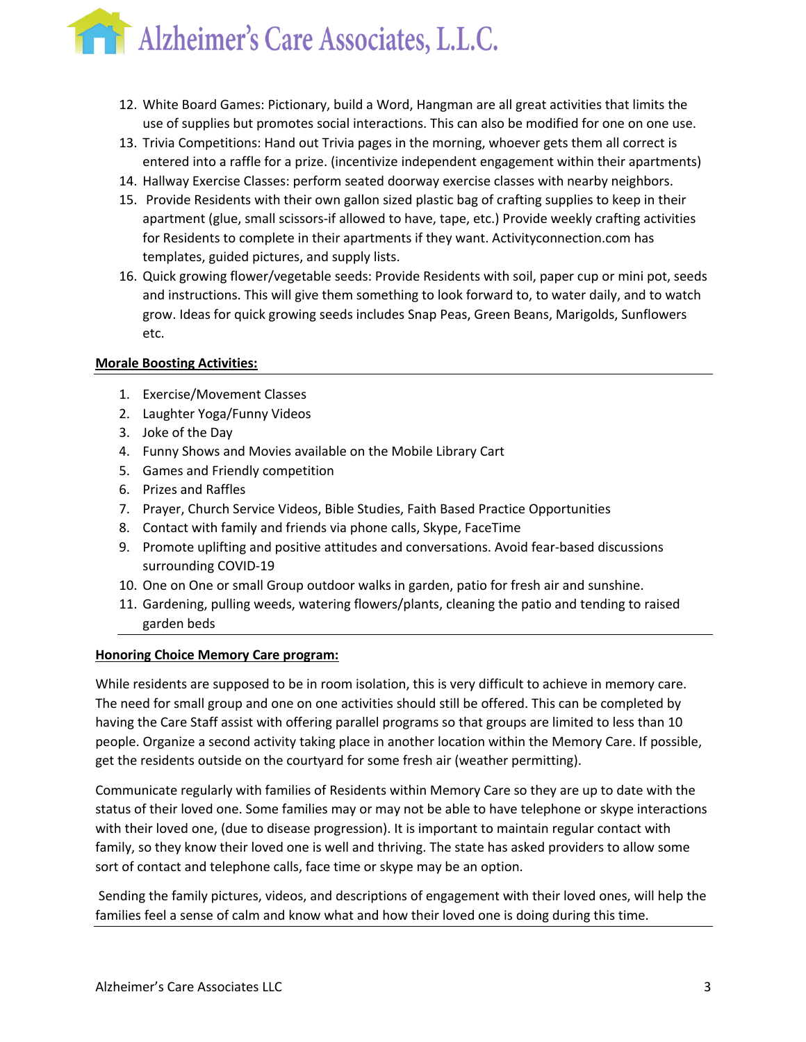12. White Board Games: Pictionary, build a Word, Hangman are all great activities that limits the use of supplies but promotes social interactions. This can also be modified for one on one use.
13. Trivia Competitions: Hand out Trivia pages in the morning, whoever gets them all correct is entered into a raffle for a prize. (incentivize independent engagement within their apartments)
14. Hallway Exercise Classes: perform seated doorway exercise classes with nearby neighbors.
15. Provide Residents with their own gallon sized plastic bag of crafting supplies to keep in their apartment (glue, small scissors-if allowed to have, tape, etc.) Provide weekly crafting activities for Residents to complete in their apartments if they want. Activityconnection.com has templates, guided pictures, and supply lists.
16. Quick growing flower/vegetable seeds: Provide Residents with soil, paper cup or mini pot, seeds and instructions. This will give them something to look forward to, to water daily, and to watch grow. Ideas for quick growing seeds includes Snap Peas, Green Beans, Marigolds, Sunflowers etc.

**Morale Boosting Activities:**

1. Exercise/Movement Classes
2. Laughter Yoga/Funny Videos
3. Joke of the Day
4. Funny Shows and Movies available on the Mobile Library Cart
5. Games and Friendly competition
6. Prizes and Raffles
7. Prayer, Church Service Videos, Bible Studies, Faith Based Practice Opportunities
8. Contact with family and friends via phone calls, Skype, FaceTime
9. Promote uplifting and positive attitudes and conversations. Avoid fear-based discussions surrounding COVID-19
10. One on One or small Group outdoor walks in garden, patio for fresh air and sunshine.
11. Gardening, pulling weeds, watering flowers/plants, cleaning the patio and tending to raised garden beds

**Honoring Choice Memory Care program:**

While residents are supposed to be in room isolation, this is very difficult to achieve in memory care. The need for small group and one on one activities should still be offered. This can be completed by having the Care Staff assist with offering parallel programs so that groups are limited to less than 10 people. Organize a second activity taking place in another location within the Memory Care. If possible, get the residents outside on the courtyard for some fresh air (weather permitting).

Communicate regularly with families of Residents within Memory Care so they are up to date with the status of their loved one. Some families may or may not be able to have telephone or skype interactions with their loved one, (due to disease progression). It is important to maintain regular contact with family, so they know their loved one is well and thriving. The state has asked providers to allow some sort of contact and telephone calls, face time or skype may be an option.

Sending the family pictures, videos, and descriptions of engagement with their loved ones, will help the families feel a sense of calm and know what and how their loved one is doing during this time.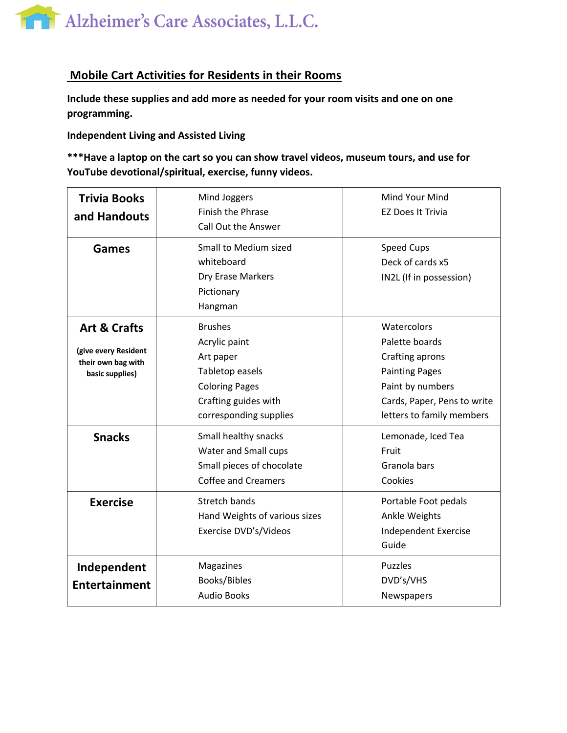Alzheimer's Care Associates, L.L.C.

## Mobile Cart Activities for Residents in their Rooms

**Include these supplies and add more as needed for your room visits and one on one programming.**

**Independent Living and Assisted Living**

**\*\*\*Have a laptop on the cart so you can show travel videos, museum tours, and use for YouTube devotional/spiritual, exercise, funny videos.**

| | | |
|---|---|---|
| **Trivia Books and Handouts** | Mind Joggers<br>Finish the Phrase<br>Call Out the Answer | Mind Your Mind<br>EZ Does It Trivia |
| **Games** | Small to Medium sized whiteboard<br>Dry Erase Markers<br>Pictionary<br>Hangman | Speed Cups<br>Deck of cards x5<br>IN2L (If in possession) |
| **Art & Crafts**<br>**(give every Resident their own bag with basic supplies)** | Brushes<br>Acrylic paint<br>Art paper<br>Tabletop easels<br>Coloring Pages<br>Crafting guides with corresponding supplies | Watercolors<br>Palette boards<br>Crafting aprons<br>Painting Pages<br>Paint by numbers<br>Cards, Paper, Pens to write letters to family members |
| **Snacks** | Small healthy snacks<br>Water and Small cups<br>Small pieces of chocolate<br>Coffee and Creamers | Lemonade, Iced Tea<br>Fruit<br>Granola bars<br>Cookies |
| **Exercise** | Stretch bands<br>Hand Weights of various sizes<br>Exercise DVD's/Videos | Portable Foot pedals<br>Ankle Weights<br>Independent Exercise Guide |
| **Independent Entertainment** | Magazines<br>Books/Bibles<br>Audio Books | Puzzles<br>DVD's/VHS<br>Newspapers |